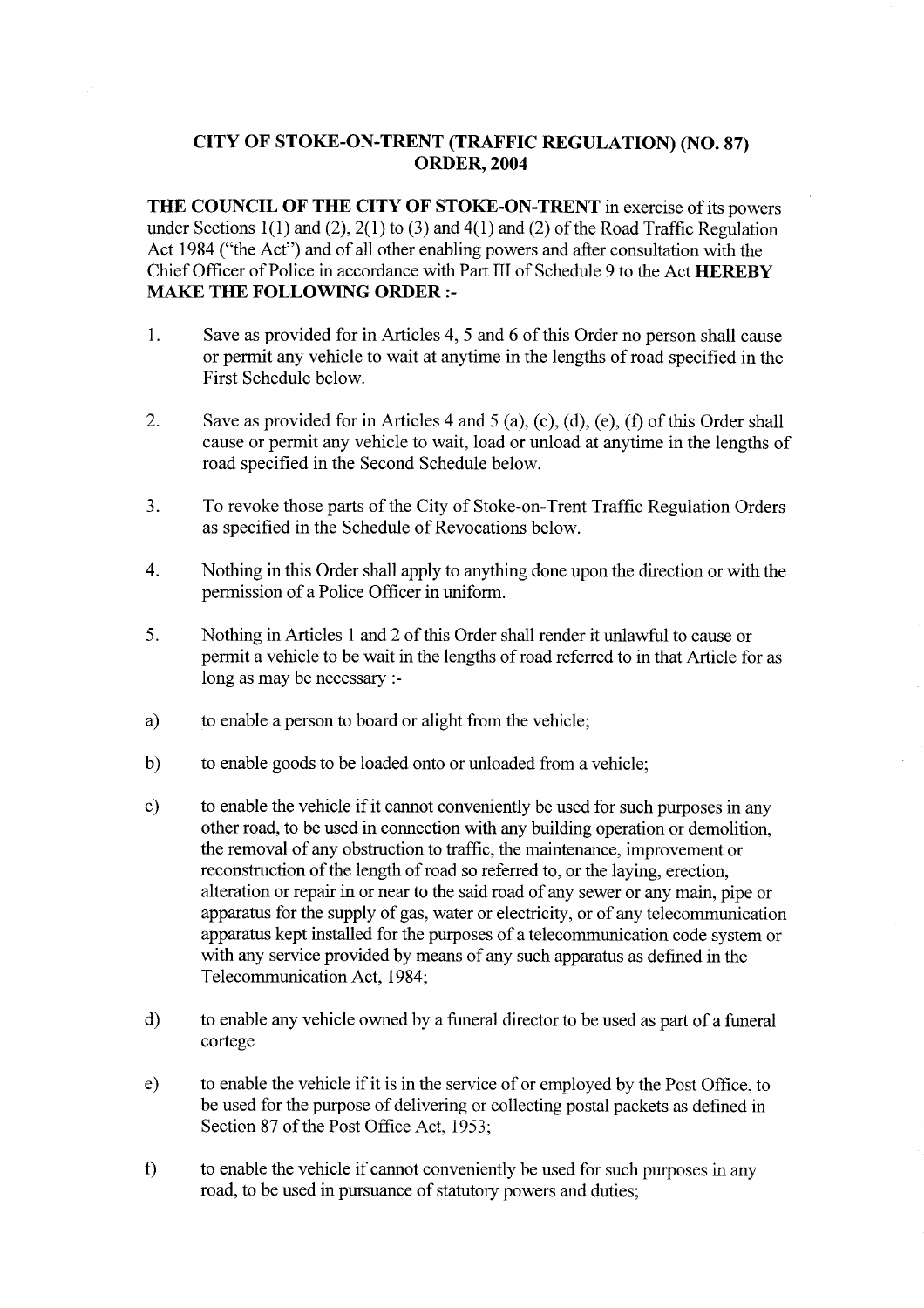# CITY OF STOKE-ON-TRENT (TRAFFIC REGULATION) (NO. 87) ORDER, 2004

**THE COUNCIL OF THE CITY OF STOKE-ON-TRENT** in exercise of its powers under Sections 1(1) and (2), 2(1) to (3) and 4(1) and (2) of the Road Traffic Regulation Act 1984 ("the Act") and of all other enabling powers and after consultation with the Chief Officer of Police in accordance with Part III of Schedule 9 to the Act **HEREBY MAKE THE FOLLOWING ORDER :-**

1. Save as provided for in Articles 4, 5 and 6 of this Order no person shall cause or permit any vehicle to wait at anytime in the lengths of road specified in the First Schedule below.

2. Save as provided for in Articles 4 and 5 (a), (c), (d), (e), (f) of this Order shall cause or permit any vehicle to wait, load or unload at anytime in the lengths of road specified in the Second Schedule below.

3. To revoke those parts of the City of Stoke-on-Trent Traffic Regulation Orders as specified in the Schedule of Revocations below.

4. Nothing in this Order shall apply to anything done upon the direction or with the permission of a Police Officer in uniform.

5. Nothing in Articles 1 and 2 of this Order shall render it unlawful to cause or permit a vehicle to be wait in the lengths of road referred to in that Article for as long as may be necessary :-

a) to enable a person to board or alight from the vehicle;

b) to enable goods to be loaded onto or unloaded from a vehicle;

c) to enable the vehicle if it cannot conveniently be used for such purposes in any other road, to be used in connection with any building operation or demolition, the removal of any obstruction to traffic, the maintenance, improvement or reconstruction of the length of road so referred to, or the laying, erection, alteration or repair in or near to the said road of any sewer or any main, pipe or apparatus for the supply of gas, water or electricity, or of any telecommunication apparatus kept installed for the purposes of a telecommunication code system or with any service provided by means of any such apparatus as defined in the Telecommunication Act, 1984;

d) to enable any vehicle owned by a funeral director to be used as part of a funeral cortege

e) to enable the vehicle if it is in the service of or employed by the Post Office, to be used for the purpose of delivering or collecting postal packets as defined in Section 87 of the Post Office Act, 1953;

f) to enable the vehicle if cannot conveniently be used for such purposes in any road, to be used in pursuance of statutory powers and duties;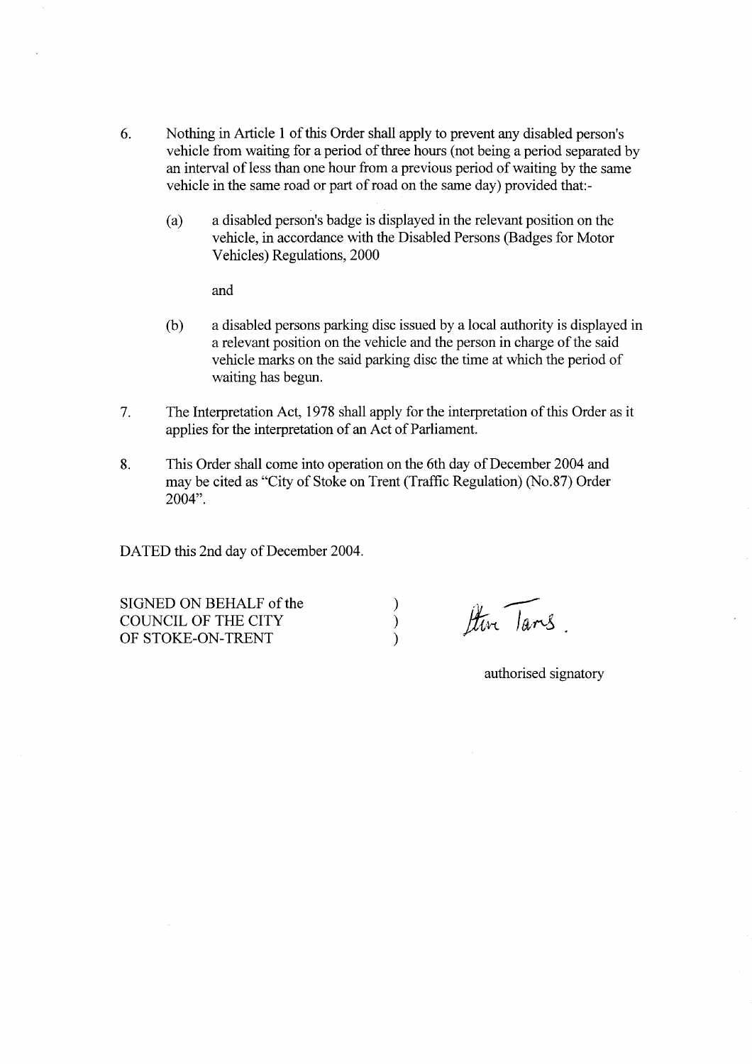6. Nothing in Article 1 of this Order shall apply to prevent any disabled person's vehicle from waiting for a period of three hours (not being a period separated by an interval of less than one hour from a previous period of waiting by the same vehicle in the same road or part of road on the same day) provided that:-

   (a) a disabled person's badge is displayed in the relevant position on the vehicle, in accordance with the Disabled Persons (Badges for Motor Vehicles) Regulations, 2000

   and

   (b) a disabled persons parking disc issued by a local authority is displayed in a relevant position on the vehicle and the person in charge of the said vehicle marks on the said parking disc the time at which the period of waiting has begun.

7. The Interpretation Act, 1978 shall apply for the interpretation of this Order as it applies for the interpretation of an Act of Parliament.

8. This Order shall come into operation on the 6th day of December 2004 and may be cited as "City of Stoke on Trent (Traffic Regulation) (No.87) Order 2004".

DATED this 2nd day of December 2004.

SIGNED ON BEHALF of the )
COUNCIL OF THE CITY )
OF STOKE-ON-TRENT )

authorised signatory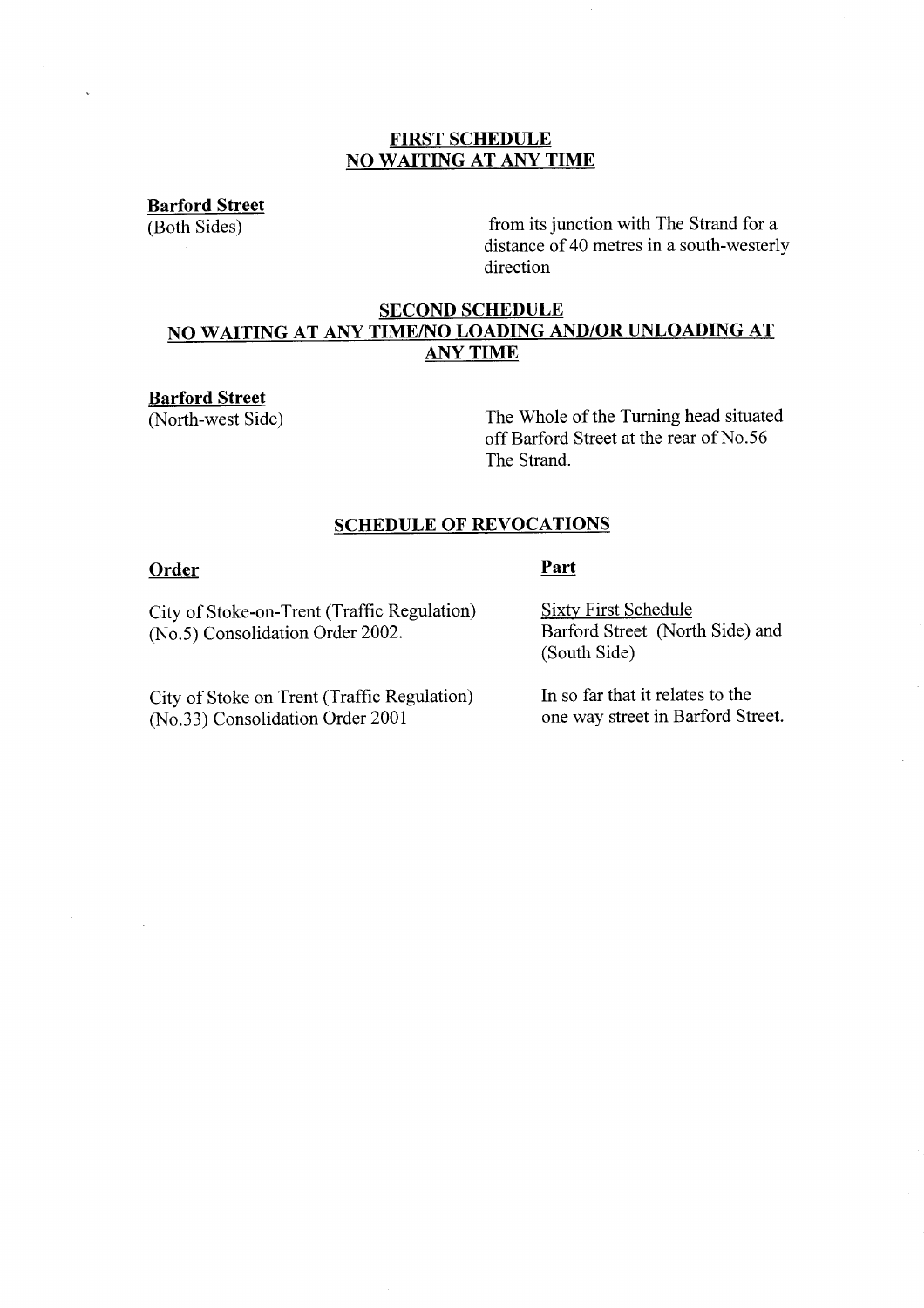## FIRST SCHEDULE
## NO WAITING AT ANY TIME

| | |
|---|---|
| **Barford Street**<br>(Both Sides) | from its junction with The Strand for a distance of 40 metres in a south-westerly direction |

## SECOND SCHEDULE
## NO WAITING AT ANY TIME/NO LOADING AND/OR UNLOADING AT ANY TIME

| | |
|---|---|
| **Barford Street**<br>(North-west Side) | The Whole of the Turning head situated off Barford Street at the rear of No.56 The Strand. |

## SCHEDULE OF REVOCATIONS

| **Order** | **Part** |
|---|---|
| City of Stoke-on-Trent (Traffic Regulation) (No.5) Consolidation Order 2002. | Sixty First Schedule<br>Barford Street (North Side) and (South Side) |
| City of Stoke on Trent (Traffic Regulation) (No.33) Consolidation Order 2001 | In so far that it relates to the one way street in Barford Street. |